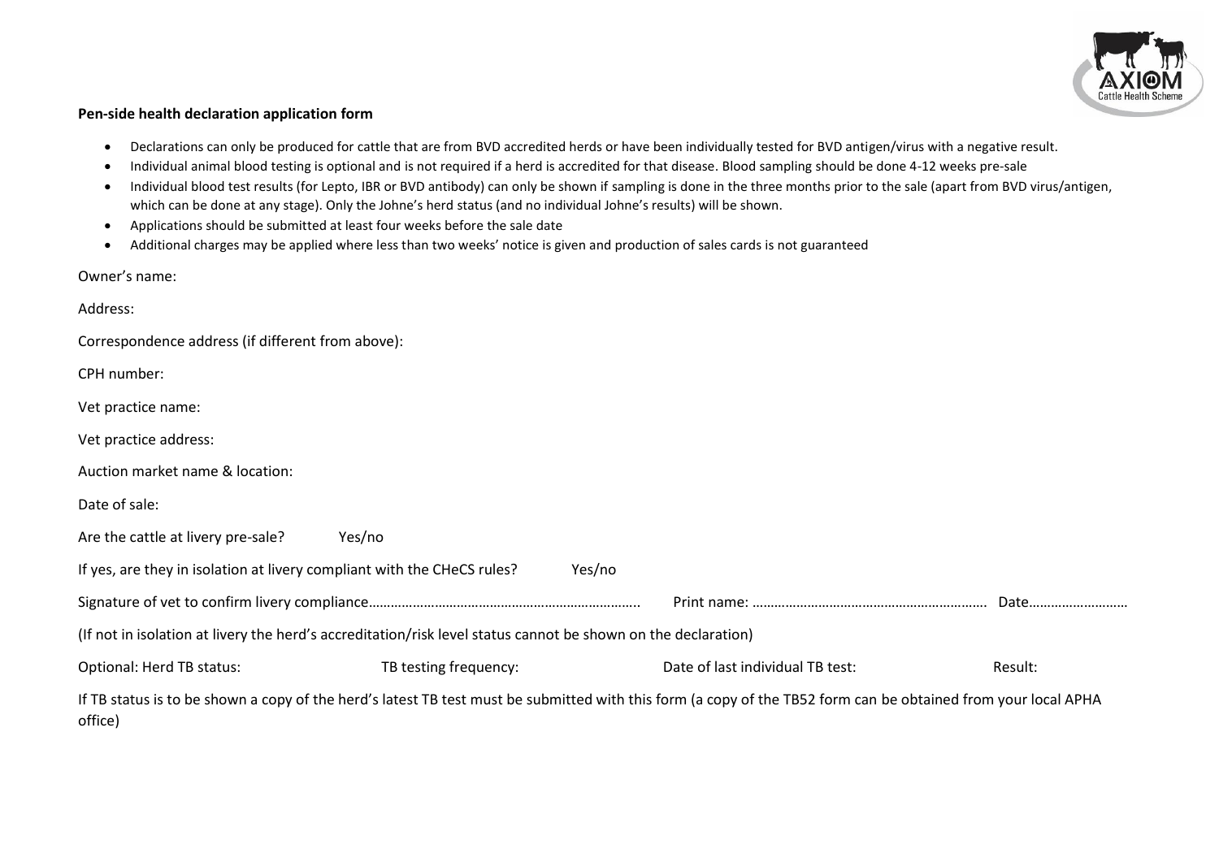**Pen-side health declaration application form**

- Declarations can only be produced for cattle that are from BVD accredited herds or have been individually tested for BVD antigen/virus with a negative result.
- Individual animal blood testing is optional and is not required if a herd is accredited for that disease. Blood sampling should be done 4-12 weeks pre-sale
- Individual blood test results (for Lepto, IBR or BVD antibody) can only be shown if sampling is done in the three months prior to the sale (apart from BVD virus/antigen, which can be done at any stage). Only the Johne's herd status (and no individual Johne's results) will be shown.
- Applications should be submitted at least four weeks before the sale date
- Additional charges may be applied where less than two weeks' notice is given and production of sales cards is not guaranteed

Owner's name:

Address:

Correspondence address (if different from above):

CPH number:

Vet practice name:

Vet practice address:

Auction market name & location:

Date of sale:

Are the cattle at livery pre-sale? Yes/no

If yes, are they in isolation at livery compliant with the CHeCS rules? Yes/no

Signature of vet to confirm livery compliance……………………………………………………………….. Print name: ………………………………………………………. Date………………………

(If not in isolation at livery the herd's accreditation/risk level status cannot be shown on the declaration)

Optional: Herd TB status: TB testing frequency: Date of last individual TB test: Result:

If TB status is to be shown a copy of the herd's latest TB test must be submitted with this form (a copy of the TB52 form can be obtained from your local APHA office)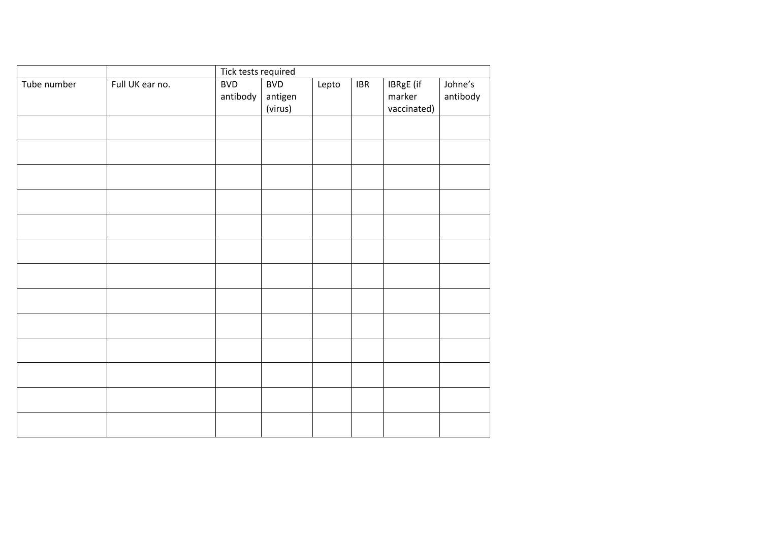| | | Tick tests required | | | | | |
|---|---|---|---|---|---|---|---|
| Tube number | Full UK ear no. | BVD antibody | BVD antigen (virus) | Lepto | IBR | IBRgE (if marker vaccinated) | Johne's antibody |
| | | | | | | | |
| | | | | | | | |
| | | | | | | | |
| | | | | | | | |
| | | | | | | | |
| | | | | | | | |
| | | | | | | | |
| | | | | | | | |
| | | | | | | | |
| | | | | | | | |
| | | | | | | | |
| | | | | | | | |
| | | | | | | | |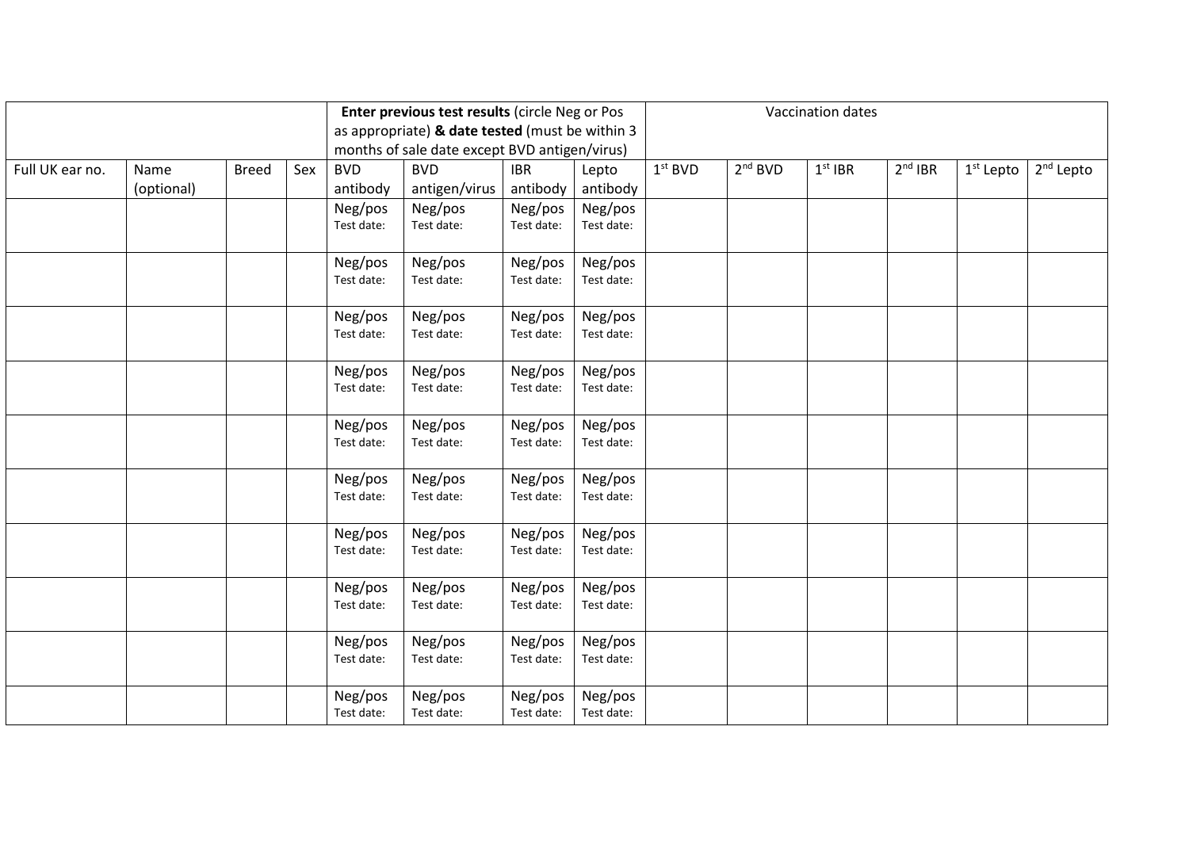| | | | | **Enter previous test results** (circle Neg or Pos as appropriate) **& date tested** (must be within 3 months of sale date except BVD antigen/virus) | | | | Vaccination dates | | | | | |
|---|---|---|---|---|---|---|---|---|---|---|---|---|---|
| Full UK ear no. | Name (optional) | Breed | Sex | BVD antibody | BVD antigen/virus | IBR antibody | Lepto antibody | 1st BVD | 2nd BVD | 1st IBR | 2nd IBR | 1st Lepto | 2nd Lepto |
| | | | | Neg/pos Test date: | Neg/pos Test date: | Neg/pos Test date: | Neg/pos Test date: | | | | | | |
| | | | | Neg/pos Test date: | Neg/pos Test date: | Neg/pos Test date: | Neg/pos Test date: | | | | | | |
| | | | | Neg/pos Test date: | Neg/pos Test date: | Neg/pos Test date: | Neg/pos Test date: | | | | | | |
| | | | | Neg/pos Test date: | Neg/pos Test date: | Neg/pos Test date: | Neg/pos Test date: | | | | | | |
| | | | | Neg/pos Test date: | Neg/pos Test date: | Neg/pos Test date: | Neg/pos Test date: | | | | | | |
| | | | | Neg/pos Test date: | Neg/pos Test date: | Neg/pos Test date: | Neg/pos Test date: | | | | | | |
| | | | | Neg/pos Test date: | Neg/pos Test date: | Neg/pos Test date: | Neg/pos Test date: | | | | | | |
| | | | | Neg/pos Test date: | Neg/pos Test date: | Neg/pos Test date: | Neg/pos Test date: | | | | | | |
| | | | | Neg/pos Test date: | Neg/pos Test date: | Neg/pos Test date: | Neg/pos Test date: | | | | | | |
| | | | | Neg/pos Test date: | Neg/pos Test date: | Neg/pos Test date: | Neg/pos Test date: | | | | | | |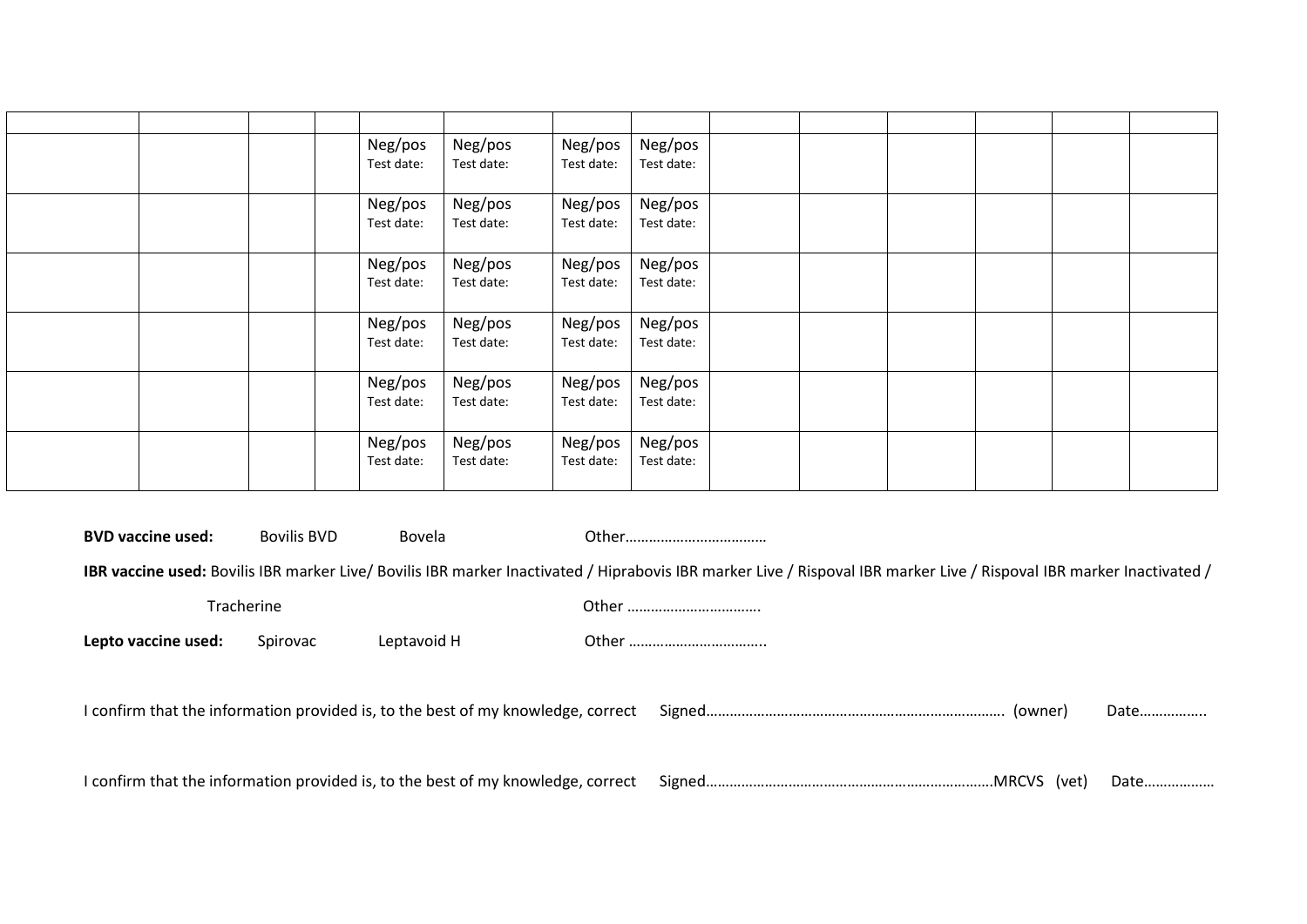| | | | | | | | | | | | | | |
|---|---|---|---|---|---|---|---|---|---|---|---|---|---|
| | | | | Neg/pos Test date: | Neg/pos Test date: | Neg/pos Test date: | Neg/pos Test date: | | | | | | |
| | | | | Neg/pos Test date: | Neg/pos Test date: | Neg/pos Test date: | Neg/pos Test date: | | | | | | |
| | | | | Neg/pos Test date: | Neg/pos Test date: | Neg/pos Test date: | Neg/pos Test date: | | | | | | |
| | | | | Neg/pos Test date: | Neg/pos Test date: | Neg/pos Test date: | Neg/pos Test date: | | | | | | |
| | | | | Neg/pos Test date: | Neg/pos Test date: | Neg/pos Test date: | Neg/pos Test date: | | | | | | |
| | | | | Neg/pos Test date: | Neg/pos Test date: | Neg/pos Test date: | Neg/pos Test date: | | | | | | |

**BVD vaccine used:** Bovilis BVD   Bovela   Other………………………………

**IBR vaccine used:** Bovilis IBR marker Live/ Bovilis IBR marker Inactivated / Hiprabovis IBR marker Live / Rispoval IBR marker Live / Rispoval IBR marker Inactivated / Tracherine   Other …………………………….

**Lepto vaccine used:** Spirovac   Leptavoid H   Other ……………………………..

I confirm that the information provided is, to the best of my knowledge, correct   Signed………………………………………………………………. (owner)   Date……………..

I confirm that the information provided is, to the best of my knowledge, correct   Signed……………………………………………………………MRCVS (vet)   Date………………